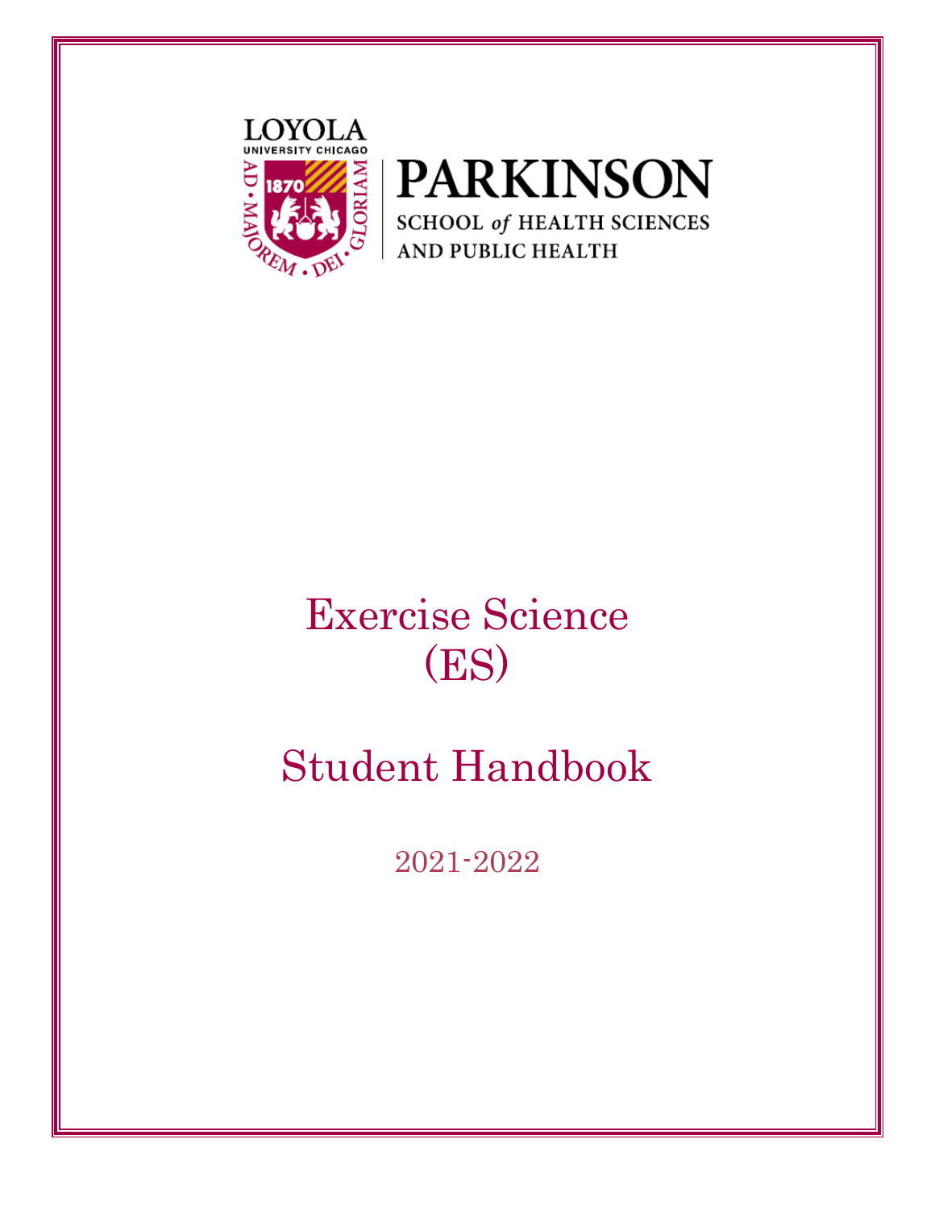LOYOLA UNIVERSITY CHICAGO

PARKINSON SCHOOL *of* HEALTH SCIENCES AND PUBLIC HEALTH

# Exercise Science (ES)

# Student Handbook

2021-2022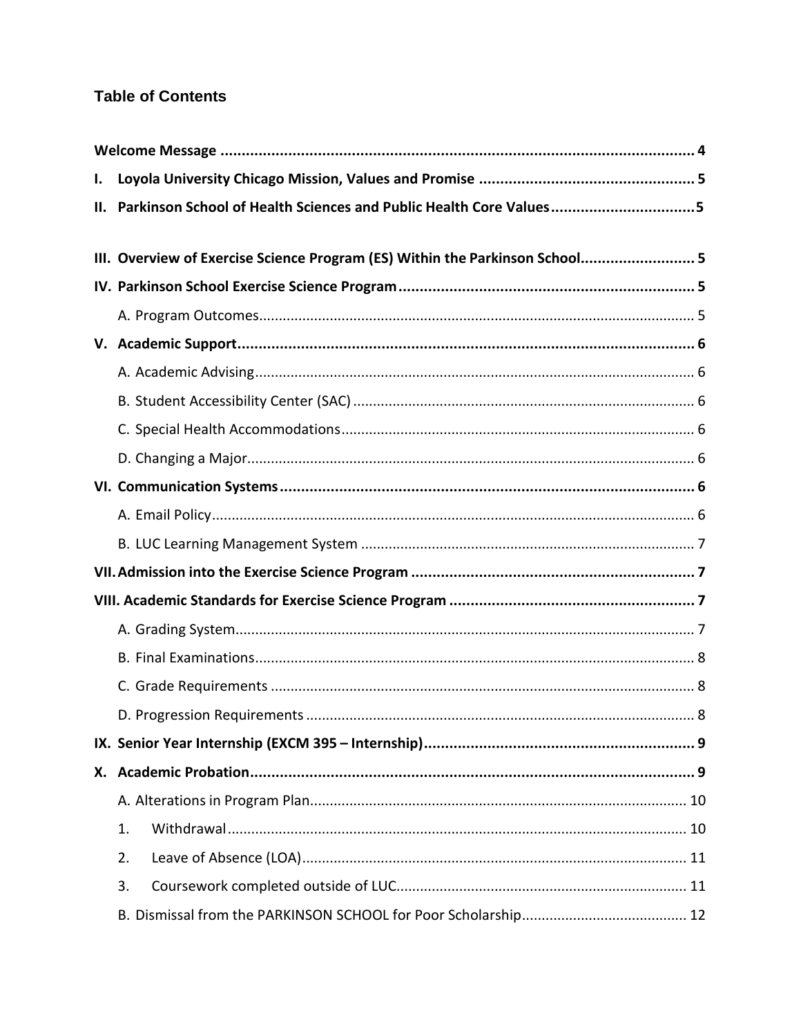## Table of Contents

**Welcome Message ... 4**

**I. Loyola University Chicago Mission, Values and Promise ... 5**

**II. Parkinson School of Health Sciences and Public Health Core Values ... 5**

**III. Overview of Exercise Science Program (ES) Within the Parkinson School ... 5**

**IV. Parkinson School Exercise Science Program ... 5**

- A. Program Outcomes ... 5

**V. Academic Support ... 6**

- A. Academic Advising ... 6
- B. Student Accessibility Center (SAC) ... 6
- C. Special Health Accommodations ... 6
- D. Changing a Major ... 6

**VI. Communication Systems ... 6**

- A. Email Policy ... 6
- B. LUC Learning Management System ... 7

**VII. Admission into the Exercise Science Program ... 7**

**VIII. Academic Standards for Exercise Science Program ... 7**

- A. Grading System ... 7
- B. Final Examinations ... 8
- C. Grade Requirements ... 8
- D. Progression Requirements ... 8

**IX. Senior Year Internship (EXCM 395 – Internship) ... 9**

**X. Academic Probation ... 9**

- A. Alterations in Program Plan ... 10
  1. Withdrawal ... 10
  2. Leave of Absence (LOA) ... 11
  3. Coursework completed outside of LUC ... 11
- B. Dismissal from the PARKINSON SCHOOL for Poor Scholarship ... 12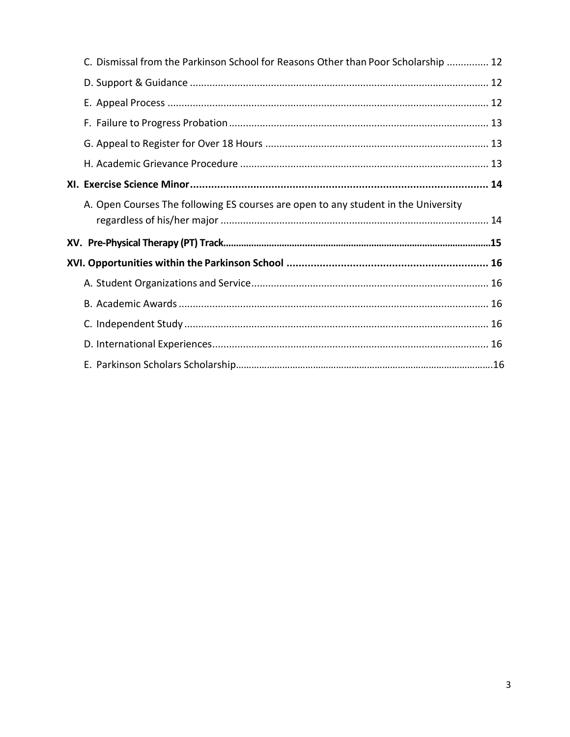C. Dismissal from the Parkinson School for Reasons Other than Poor Scholarship ............... 12

D. Support & Guidance .......................................................................................................... 12

E. Appeal Process ................................................................................................................. 12

F. Failure to Progress Probation ............................................................................................ 13

G. Appeal to Register for Over 18 Hours ............................................................................... 13

H. Academic Grievance Procedure ........................................................................................ 13

**XI. Exercise Science Minor ................................................................................................... 14**

A. Open Courses The following ES courses are open to any student in the University regardless of his/her major ............................................................................................... 14

**XV. Pre-Physical Therapy (PT) Track........................................................................................................15**

**XVI. Opportunities within the Parkinson School ................................................................... 16**

A. Student Organizations and Service.................................................................................... 16

B. Academic Awards .............................................................................................................. 16

C. Independent Study ............................................................................................................ 16

D. International Experiences.................................................................................................. 16

E. Parkinson Scholars Scholarship.................................................................................................16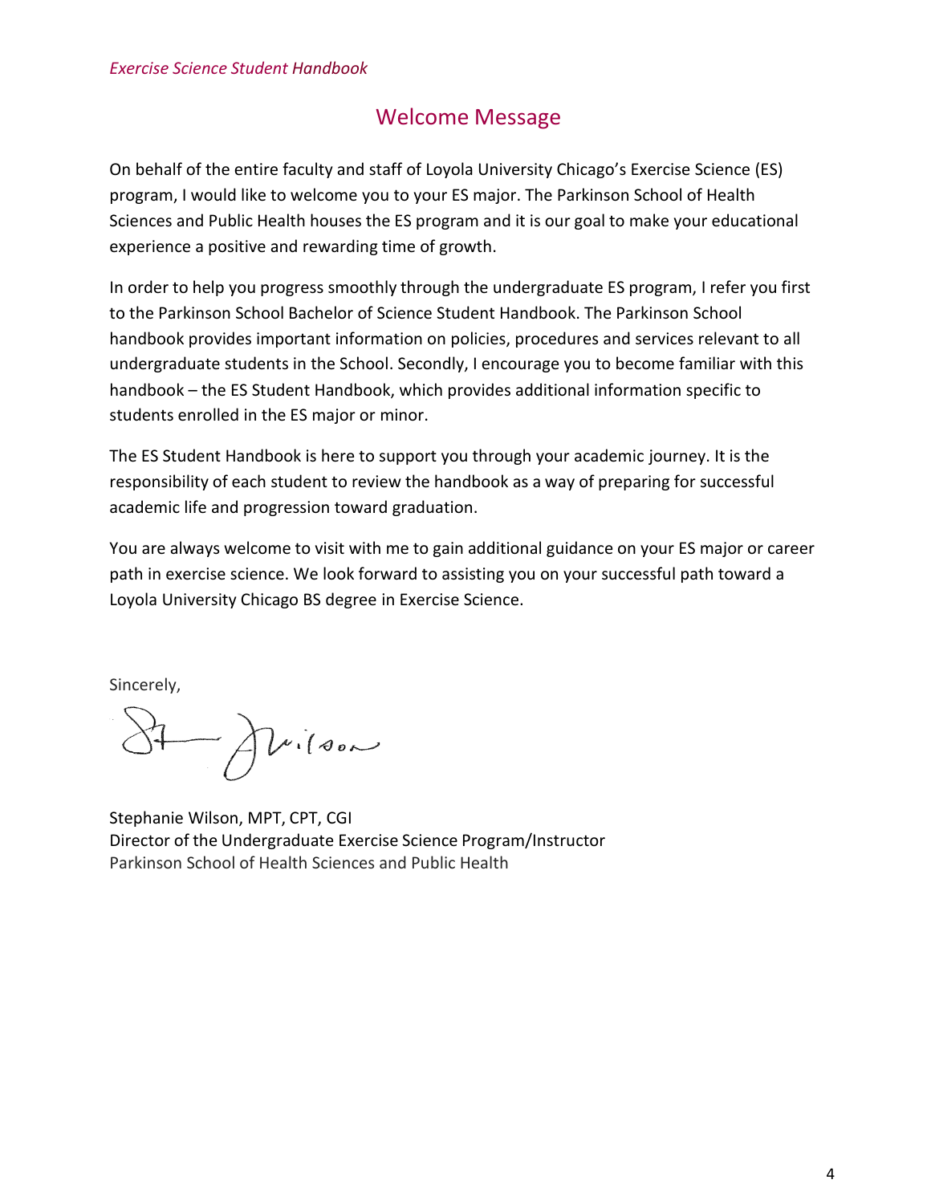## Welcome Message

On behalf of the entire faculty and staff of Loyola University Chicago's Exercise Science (ES) program, I would like to welcome you to your ES major. The Parkinson School of Health Sciences and Public Health houses the ES program and it is our goal to make your educational experience a positive and rewarding time of growth.

In order to help you progress smoothly through the undergraduate ES program, I refer you first to the Parkinson School Bachelor of Science Student Handbook. The Parkinson School handbook provides important information on policies, procedures and services relevant to all undergraduate students in the School. Secondly, I encourage you to become familiar with this handbook – the ES Student Handbook, which provides additional information specific to students enrolled in the ES major or minor.

The ES Student Handbook is here to support you through your academic journey. It is the responsibility of each student to review the handbook as a way of preparing for successful academic life and progression toward graduation.

You are always welcome to visit with me to gain additional guidance on your ES major or career path in exercise science. We look forward to assisting you on your successful path toward a Loyola University Chicago BS degree in Exercise Science.

Sincerely,

Stephanie Wilson, MPT, CPT, CGI
Director of the Undergraduate Exercise Science Program/Instructor
Parkinson School of Health Sciences and Public Health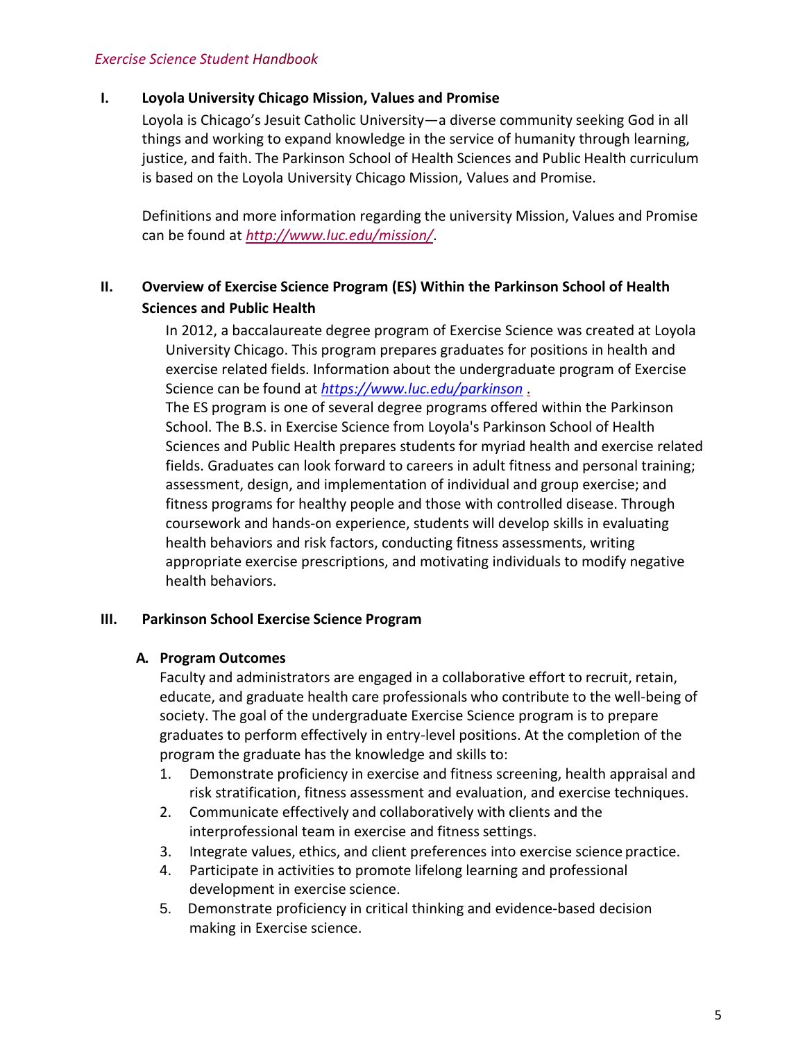## I. Loyola University Chicago Mission, Values and Promise

Loyola is Chicago's Jesuit Catholic University—a diverse community seeking God in all things and working to expand knowledge in the service of humanity through learning, justice, and faith. The Parkinson School of Health Sciences and Public Health curriculum is based on the Loyola University Chicago Mission, Values and Promise.

Definitions and more information regarding the university Mission, Values and Promise can be found at *http://www.luc.edu/mission/*.

## II. Overview of Exercise Science Program (ES) Within the Parkinson School of Health Sciences and Public Health

In 2012, a baccalaureate degree program of Exercise Science was created at Loyola University Chicago. This program prepares graduates for positions in health and exercise related fields. Information about the undergraduate program of Exercise Science can be found at *https://www.luc.edu/parkinson* .

The ES program is one of several degree programs offered within the Parkinson School. The B.S. in Exercise Science from Loyola's Parkinson School of Health Sciences and Public Health prepares students for myriad health and exercise related fields. Graduates can look forward to careers in adult fitness and personal training; assessment, design, and implementation of individual and group exercise; and fitness programs for healthy people and those with controlled disease. Through coursework and hands-on experience, students will develop skills in evaluating health behaviors and risk factors, conducting fitness assessments, writing appropriate exercise prescriptions, and motivating individuals to modify negative health behaviors.

## III. Parkinson School Exercise Science Program

### A. Program Outcomes

Faculty and administrators are engaged in a collaborative effort to recruit, retain, educate, and graduate health care professionals who contribute to the well-being of society. The goal of the undergraduate Exercise Science program is to prepare graduates to perform effectively in entry-level positions. At the completion of the program the graduate has the knowledge and skills to:

1. Demonstrate proficiency in exercise and fitness screening, health appraisal and risk stratification, fitness assessment and evaluation, and exercise techniques.
2. Communicate effectively and collaboratively with clients and the interprofessional team in exercise and fitness settings.
3. Integrate values, ethics, and client preferences into exercise science practice.
4. Participate in activities to promote lifelong learning and professional development in exercise science.
5. Demonstrate proficiency in critical thinking and evidence-based decision making in Exercise science.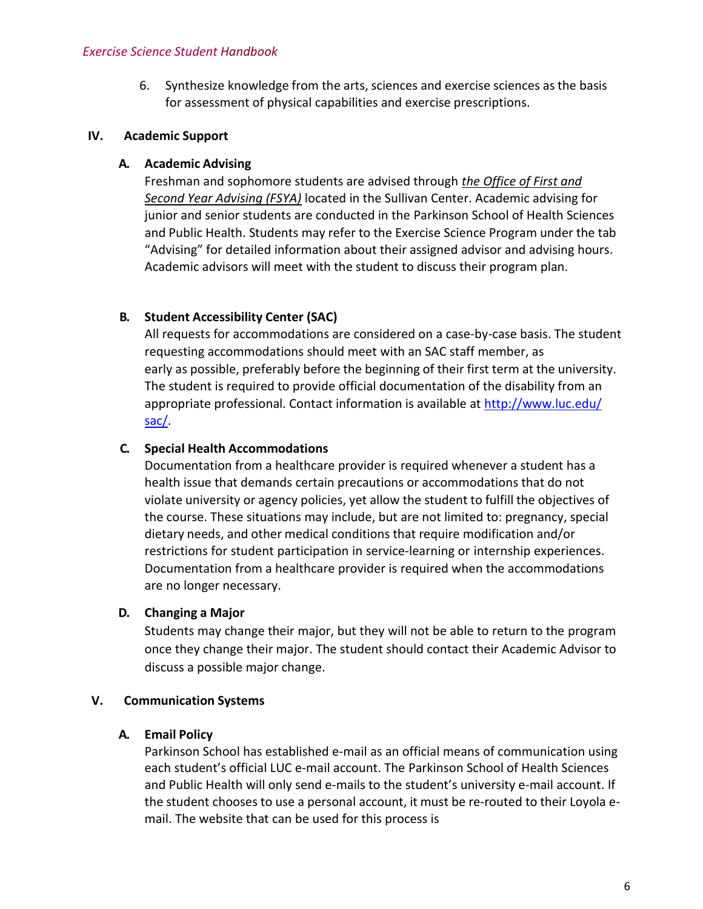6. Synthesize knowledge from the arts, sciences and exercise sciences as the basis for assessment of physical capabilities and exercise prescriptions.

## IV. Academic Support

### A. Academic Advising

Freshman and sophomore students are advised through *the Office of First and Second Year Advising (FSYA)* located in the Sullivan Center. Academic advising for junior and senior students are conducted in the Parkinson School of Health Sciences and Public Health. Students may refer to the Exercise Science Program under the tab "Advising" for detailed information about their assigned advisor and advising hours. Academic advisors will meet with the student to discuss their program plan.

### B. Student Accessibility Center (SAC)

All requests for accommodations are considered on a case-by-case basis. The student requesting accommodations should meet with an SAC staff member, as early as possible, preferably before the beginning of their first term at the university. The student is required to provide official documentation of the disability from an appropriate professional. Contact information is available at [http://www.luc.edu/sac/](http://www.luc.edu/sac/).

### C. Special Health Accommodations

Documentation from a healthcare provider is required whenever a student has a health issue that demands certain precautions or accommodations that do not violate university or agency policies, yet allow the student to fulfill the objectives of the course. These situations may include, but are not limited to: pregnancy, special dietary needs, and other medical conditions that require modification and/or restrictions for student participation in service-learning or internship experiences. Documentation from a healthcare provider is required when the accommodations are no longer necessary.

### D. Changing a Major

Students may change their major, but they will not be able to return to the program once they change their major. The student should contact their Academic Advisor to discuss a possible major change.

## V. Communication Systems

### A. Email Policy

Parkinson School has established e-mail as an official means of communication using each student's official LUC e-mail account. The Parkinson School of Health Sciences and Public Health will only send e-mails to the student's university e-mail account. If the student chooses to use a personal account, it must be re-routed to their Loyola e-mail. The website that can be used for this process is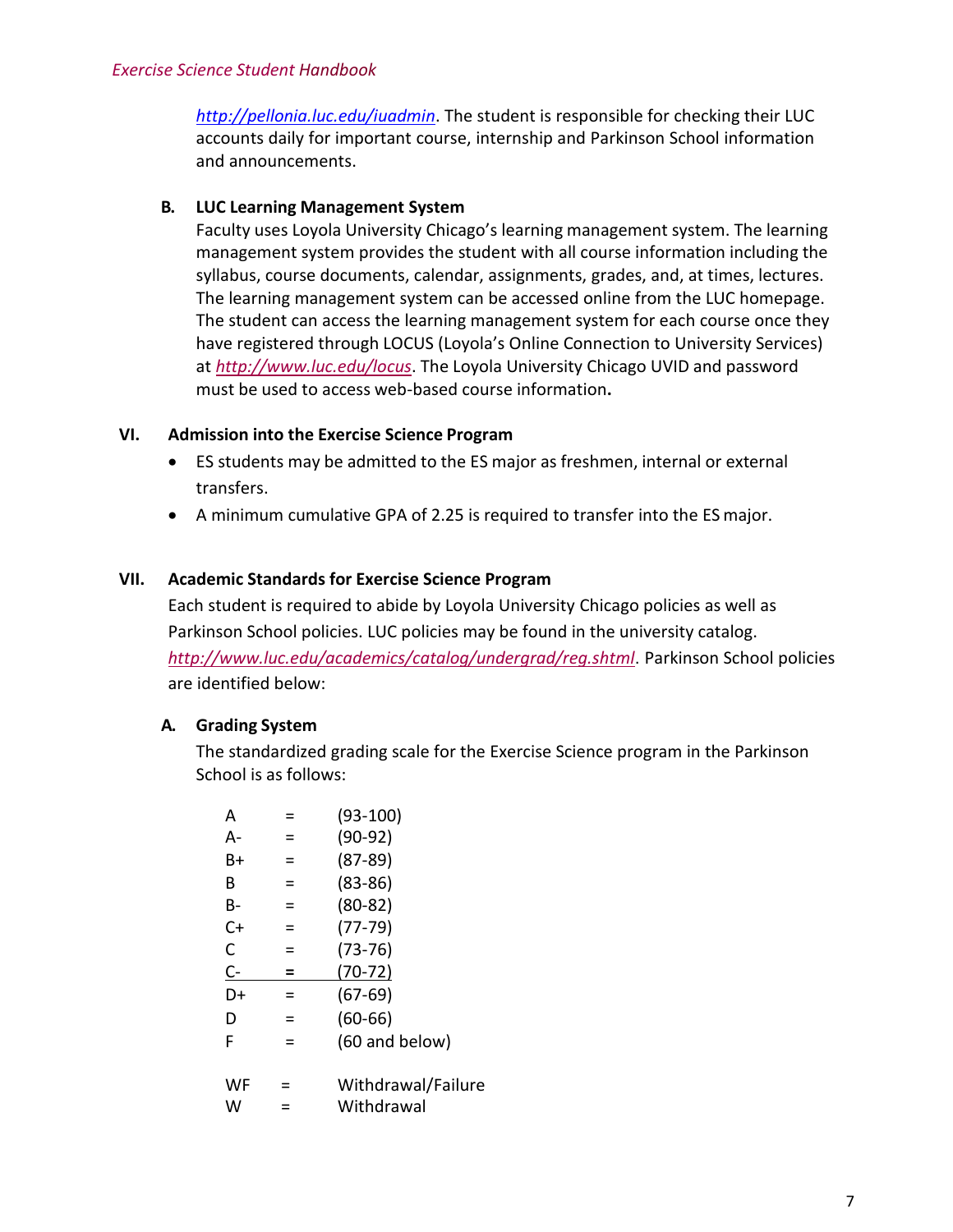http://pellonia.luc.edu/iuadmin. The student is responsible for checking their LUC accounts daily for important course, internship and Parkinson School information and announcements.

**B. LUC Learning Management System**

Faculty uses Loyola University Chicago's learning management system. The learning management system provides the student with all course information including the syllabus, course documents, calendar, assignments, grades, and, at times, lectures. The learning management system can be accessed online from the LUC homepage. The student can access the learning management system for each course once they have registered through LOCUS (Loyola's Online Connection to University Services) at http://www.luc.edu/locus. The Loyola University Chicago UVID and password must be used to access web-based course information**.**

## VI. Admission into the Exercise Science Program

- ES students may be admitted to the ES major as freshmen, internal or external transfers.
- A minimum cumulative GPA of 2.25 is required to transfer into the ES major.

## VII. Academic Standards for Exercise Science Program

Each student is required to abide by Loyola University Chicago policies as well as Parkinson School policies. LUC policies may be found in the university catalog. http://www.luc.edu/academics/catalog/undergrad/reg.shtml. Parkinson School policies are identified below:

### A. Grading System

The standardized grading scale for the Exercise Science program in the Parkinson School is as follows:

| | | |
|---|---|---|
| A | = | (93-100) |
| A- | = | (90-92) |
| B+ | = | (87-89) |
| B | = | (83-86) |
| B- | = | (80-82) |
| C+ | = | (77-79) |
| C | = | (73-76) |
| C- | = | (70-72) |
| D+ | = | (67-69) |
| D | = | (60-66) |
| F | = | (60 and below) |

| | | |
|---|---|---|
| WF | = | Withdrawal/Failure |
| W | = | Withdrawal |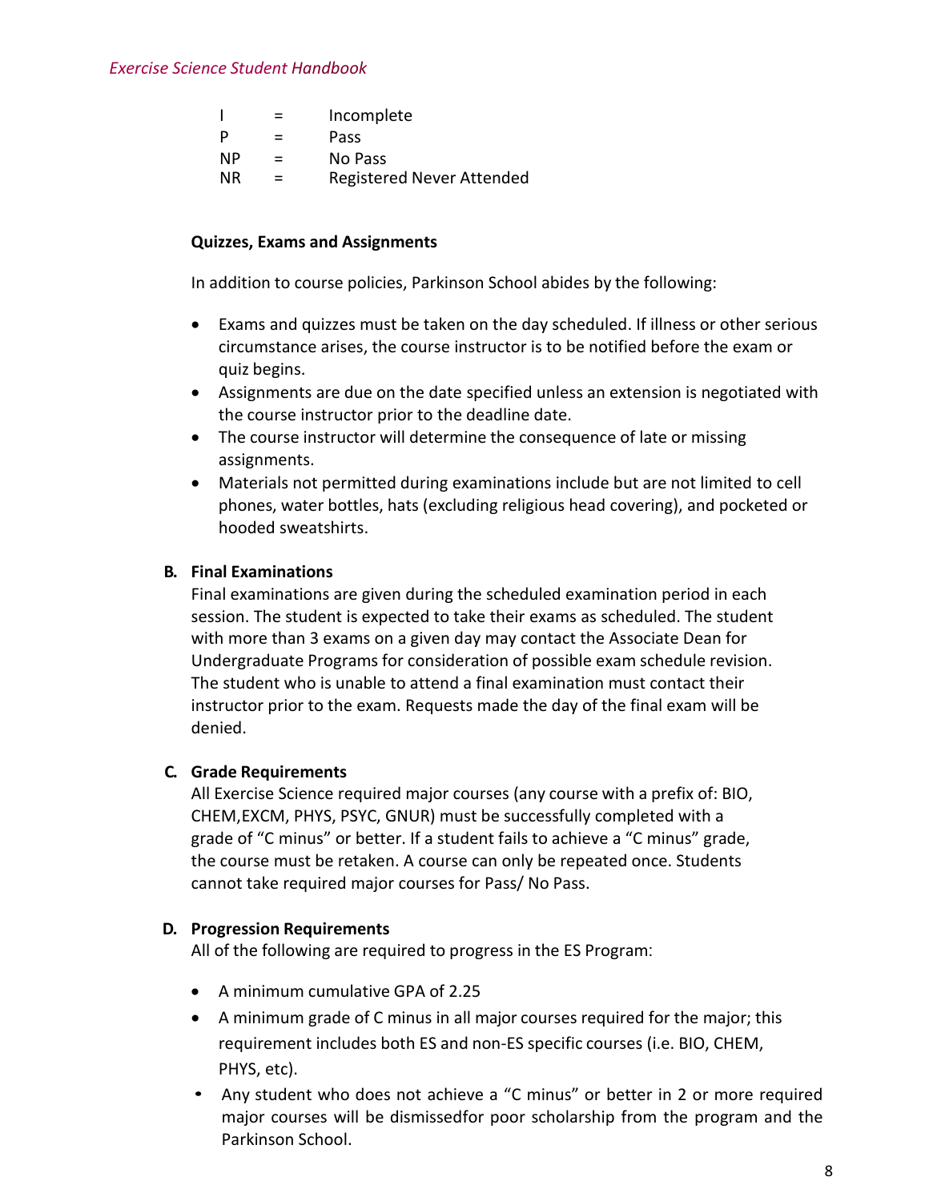| | | |
|---|---|---|
| I | = | Incomplete |
| P | = | Pass |
| NP | = | No Pass |
| NR | = | Registered Never Attended |

**Quizzes, Exams and Assignments**

In addition to course policies, Parkinson School abides by the following:

- Exams and quizzes must be taken on the day scheduled. If illness or other serious circumstance arises, the course instructor is to be notified before the exam or quiz begins.
- Assignments are due on the date specified unless an extension is negotiated with the course instructor prior to the deadline date.
- The course instructor will determine the consequence of late or missing assignments.
- Materials not permitted during examinations include but are not limited to cell phones, water bottles, hats (excluding religious head covering), and pocketed or hooded sweatshirts.

**B. Final Examinations**

Final examinations are given during the scheduled examination period in each session. The student is expected to take their exams as scheduled. The student with more than 3 exams on a given day may contact the Associate Dean for Undergraduate Programs for consideration of possible exam schedule revision. The student who is unable to attend a final examination must contact their instructor prior to the exam. Requests made the day of the final exam will be denied.

**C. Grade Requirements**

All Exercise Science required major courses (any course with a prefix of: BIO, CHEM,EXCM, PHYS, PSYC, GNUR) must be successfully completed with a grade of "C minus" or better. If a student fails to achieve a "C minus" grade, the course must be retaken. A course can only be repeated once. Students cannot take required major courses for Pass/ No Pass.

**D. Progression Requirements**

All of the following are required to progress in the ES Program:

- A minimum cumulative GPA of 2.25
- A minimum grade of C minus in all major courses required for the major; this requirement includes both ES and non-ES specific courses (i.e. BIO, CHEM, PHYS, etc).
- Any student who does not achieve a "C minus" or better in 2 or more required major courses will be dismissedfor poor scholarship from the program and the Parkinson School.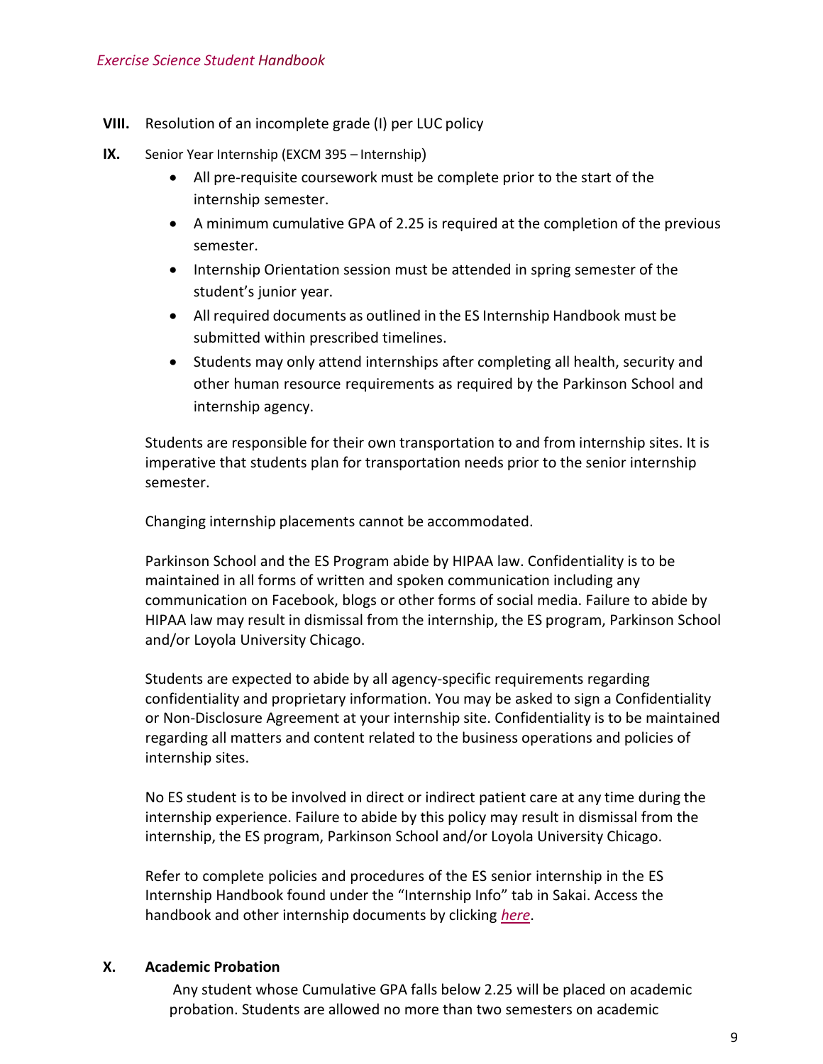**VIII.** Resolution of an incomplete grade (I) per LUC policy

**IX.** Senior Year Internship (EXCM 395 – Internship)

- All pre-requisite coursework must be complete prior to the start of the internship semester.
- A minimum cumulative GPA of 2.25 is required at the completion of the previous semester.
- Internship Orientation session must be attended in spring semester of the student's junior year.
- All required documents as outlined in the ES Internship Handbook must be submitted within prescribed timelines.
- Students may only attend internships after completing all health, security and other human resource requirements as required by the Parkinson School and internship agency.

Students are responsible for their own transportation to and from internship sites. It is imperative that students plan for transportation needs prior to the senior internship semester.

Changing internship placements cannot be accommodated.

Parkinson School and the ES Program abide by HIPAA law. Confidentiality is to be maintained in all forms of written and spoken communication including any communication on Facebook, blogs or other forms of social media. Failure to abide by HIPAA law may result in dismissal from the internship, the ES program, Parkinson School and/or Loyola University Chicago.

Students are expected to abide by all agency-specific requirements regarding confidentiality and proprietary information. You may be asked to sign a Confidentiality or Non-Disclosure Agreement at your internship site. Confidentiality is to be maintained regarding all matters and content related to the business operations and policies of internship sites.

No ES student is to be involved in direct or indirect patient care at any time during the internship experience. Failure to abide by this policy may result in dismissal from the internship, the ES program, Parkinson School and/or Loyola University Chicago.

Refer to complete policies and procedures of the ES senior internship in the ES Internship Handbook found under the "Internship Info" tab in Sakai. Access the handbook and other internship documents by clicking *here*.

**X. Academic Probation**

Any student whose Cumulative GPA falls below 2.25 will be placed on academic probation. Students are allowed no more than two semesters on academic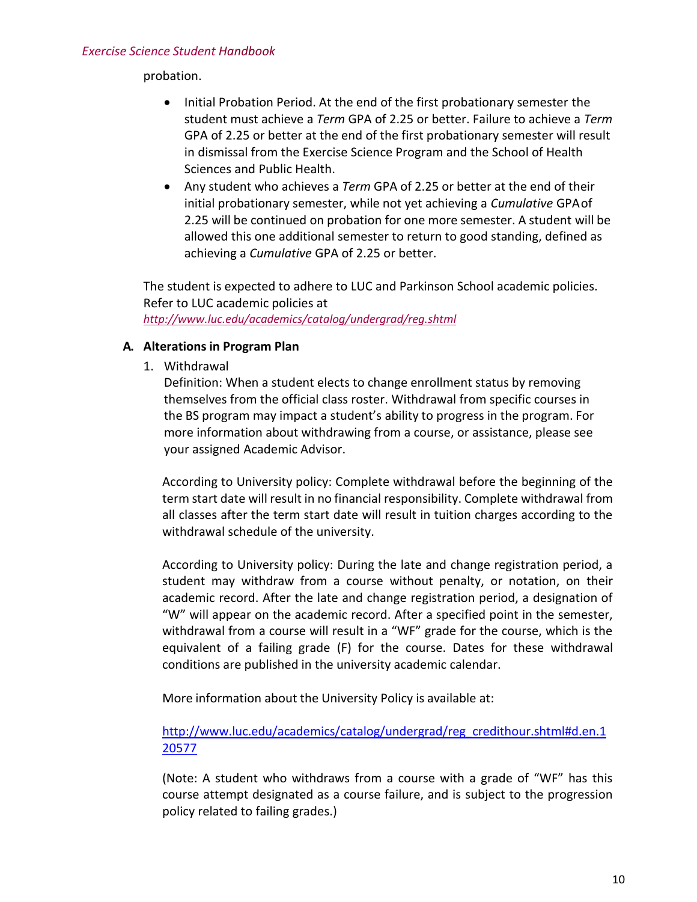probation.

- Initial Probation Period. At the end of the first probationary semester the student must achieve a *Term* GPA of 2.25 or better. Failure to achieve a *Term* GPA of 2.25 or better at the end of the first probationary semester will result in dismissal from the Exercise Science Program and the School of Health Sciences and Public Health.
- Any student who achieves a *Term* GPA of 2.25 or better at the end of their initial probationary semester, while not yet achieving a *Cumulative* GPA of 2.25 will be continued on probation for one more semester. A student will be allowed this one additional semester to return to good standing, defined as achieving a *Cumulative* GPA of 2.25 or better.

The student is expected to adhere to LUC and Parkinson School academic policies. Refer to LUC academic policies at *http://www.luc.edu/academics/catalog/undergrad/reg.shtml*

### A. Alterations in Program Plan

1. Withdrawal

   Definition: When a student elects to change enrollment status by removing themselves from the official class roster. Withdrawal from specific courses in the BS program may impact a student's ability to progress in the program. For more information about withdrawing from a course, or assistance, please see your assigned Academic Advisor.

   According to University policy: Complete withdrawal before the beginning of the term start date will result in no financial responsibility. Complete withdrawal from all classes after the term start date will result in tuition charges according to the withdrawal schedule of the university.

   According to University policy: During the late and change registration period, a student may withdraw from a course without penalty, or notation, on their academic record. After the late and change registration period, a designation of "W" will appear on the academic record. After a specified point in the semester, withdrawal from a course will result in a "WF" grade for the course, which is the equivalent of a failing grade (F) for the course. Dates for these withdrawal conditions are published in the university academic calendar.

   More information about the University Policy is available at:

   http://www.luc.edu/academics/catalog/undergrad/reg_credithour.shtml#d.en.120577

   (Note: A student who withdraws from a course with a grade of "WF" has this course attempt designated as a course failure, and is subject to the progression policy related to failing grades.)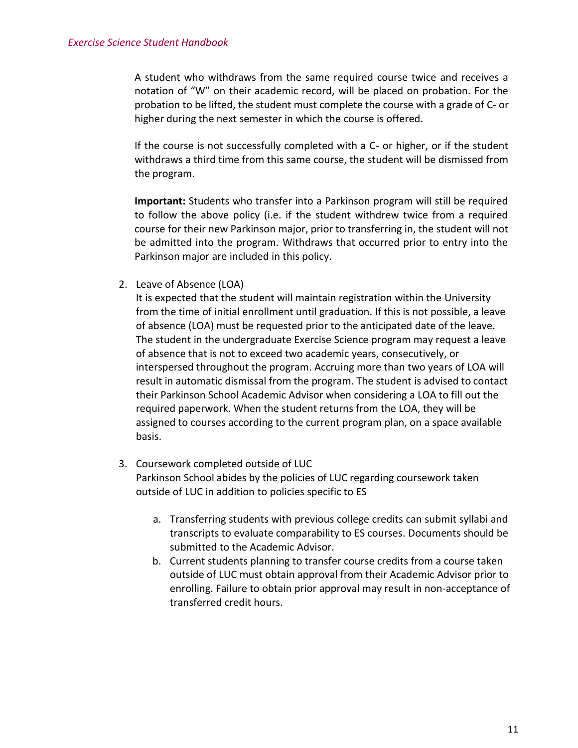A student who withdraws from the same required course twice and receives a notation of "W" on their academic record, will be placed on probation. For the probation to be lifted, the student must complete the course with a grade of C- or higher during the next semester in which the course is offered.

If the course is not successfully completed with a C- or higher, or if the student withdraws a third time from this same course, the student will be dismissed from the program.

**Important:** Students who transfer into a Parkinson program will still be required to follow the above policy (i.e. if the student withdrew twice from a required course for their new Parkinson major, prior to transferring in, the student will not be admitted into the program. Withdraws that occurred prior to entry into the Parkinson major are included in this policy.

2. Leave of Absence (LOA)
   It is expected that the student will maintain registration within the University from the time of initial enrollment until graduation. If this is not possible, a leave of absence (LOA) must be requested prior to the anticipated date of the leave. The student in the undergraduate Exercise Science program may request a leave of absence that is not to exceed two academic years, consecutively, or interspersed throughout the program. Accruing more than two years of LOA will result in automatic dismissal from the program. The student is advised to contact their Parkinson School Academic Advisor when considering a LOA to fill out the required paperwork. When the student returns from the LOA, they will be assigned to courses according to the current program plan, on a space available basis.

3. Coursework completed outside of LUC
   Parkinson School abides by the policies of LUC regarding coursework taken outside of LUC in addition to policies specific to ES

   a. Transferring students with previous college credits can submit syllabi and transcripts to evaluate comparability to ES courses. Documents should be submitted to the Academic Advisor.
   b. Current students planning to transfer course credits from a course taken outside of LUC must obtain approval from their Academic Advisor prior to enrolling. Failure to obtain prior approval may result in non-acceptance of transferred credit hours.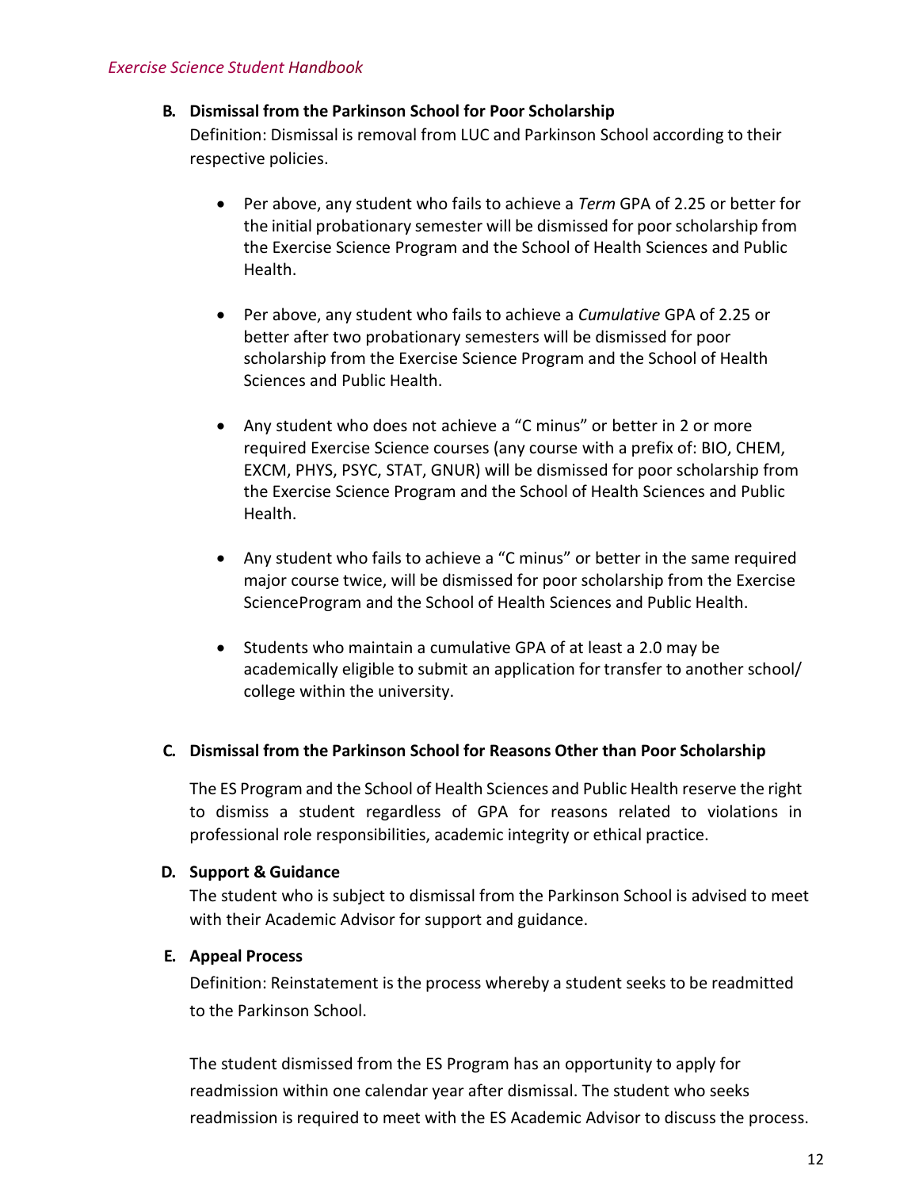**B. Dismissal from the Parkinson School for Poor Scholarship**

Definition: Dismissal is removal from LUC and Parkinson School according to their respective policies.

- Per above, any student who fails to achieve a *Term* GPA of 2.25 or better for the initial probationary semester will be dismissed for poor scholarship from the Exercise Science Program and the School of Health Sciences and Public Health.

- Per above, any student who fails to achieve a *Cumulative* GPA of 2.25 or better after two probationary semesters will be dismissed for poor scholarship from the Exercise Science Program and the School of Health Sciences and Public Health.

- Any student who does not achieve a "C minus" or better in 2 or more required Exercise Science courses (any course with a prefix of: BIO, CHEM, EXCM, PHYS, PSYC, STAT, GNUR) will be dismissed for poor scholarship from the Exercise Science Program and the School of Health Sciences and Public Health.

- Any student who fails to achieve a "C minus" or better in the same required major course twice, will be dismissed for poor scholarship from the Exercise ScienceProgram and the School of Health Sciences and Public Health.

- Students who maintain a cumulative GPA of at least a 2.0 may be academically eligible to submit an application for transfer to another school/ college within the university.

**C. Dismissal from the Parkinson School for Reasons Other than Poor Scholarship**

The ES Program and the School of Health Sciences and Public Health reserve the right to dismiss a student regardless of GPA for reasons related to violations in professional role responsibilities, academic integrity or ethical practice.

**D. Support & Guidance**

The student who is subject to dismissal from the Parkinson School is advised to meet with their Academic Advisor for support and guidance.

**E. Appeal Process**

Definition: Reinstatement is the process whereby a student seeks to be readmitted to the Parkinson School.

The student dismissed from the ES Program has an opportunity to apply for readmission within one calendar year after dismissal. The student who seeks readmission is required to meet with the ES Academic Advisor to discuss the process.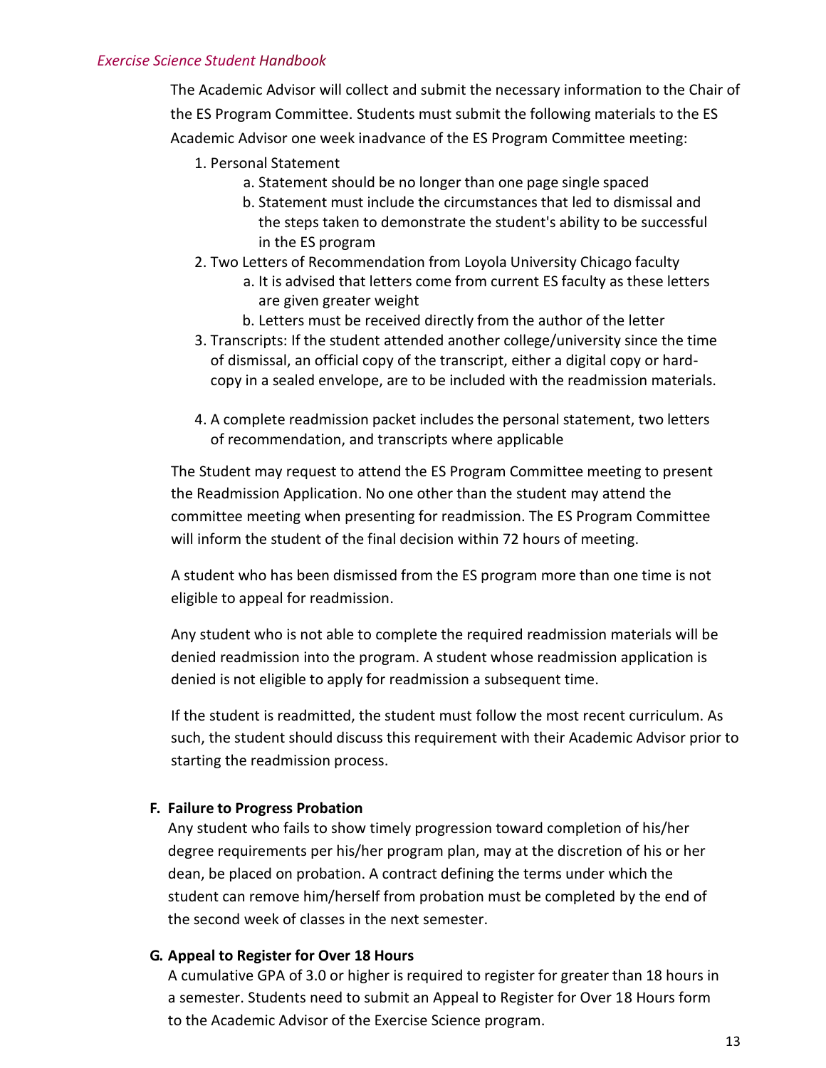The Academic Advisor will collect and submit the necessary information to the Chair of the ES Program Committee. Students must submit the following materials to the ES Academic Advisor one week inadvance of the ES Program Committee meeting:

1. Personal Statement
    a. Statement should be no longer than one page single spaced
    b. Statement must include the circumstances that led to dismissal and the steps taken to demonstrate the student's ability to be successful in the ES program
2. Two Letters of Recommendation from Loyola University Chicago faculty
    a. It is advised that letters come from current ES faculty as these letters are given greater weight
    b. Letters must be received directly from the author of the letter
3. Transcripts: If the student attended another college/university since the time of dismissal, an official copy of the transcript, either a digital copy or hard-copy in a sealed envelope, are to be included with the readmission materials.
4. A complete readmission packet includes the personal statement, two letters of recommendation, and transcripts where applicable

The Student may request to attend the ES Program Committee meeting to present the Readmission Application. No one other than the student may attend the committee meeting when presenting for readmission. The ES Program Committee will inform the student of the final decision within 72 hours of meeting.

A student who has been dismissed from the ES program more than one time is not eligible to appeal for readmission.

Any student who is not able to complete the required readmission materials will be denied readmission into the program. A student whose readmission application is denied is not eligible to apply for readmission a subsequent time.

If the student is readmitted, the student must follow the most recent curriculum. As such, the student should discuss this requirement with their Academic Advisor prior to starting the readmission process.

### F. Failure to Progress Probation

Any student who fails to show timely progression toward completion of his/her degree requirements per his/her program plan, may at the discretion of his or her dean, be placed on probation. A contract defining the terms under which the student can remove him/herself from probation must be completed by the end of the second week of classes in the next semester.

### G. Appeal to Register for Over 18 Hours

A cumulative GPA of 3.0 or higher is required to register for greater than 18 hours in a semester. Students need to submit an Appeal to Register for Over 18 Hours form to the Academic Advisor of the Exercise Science program.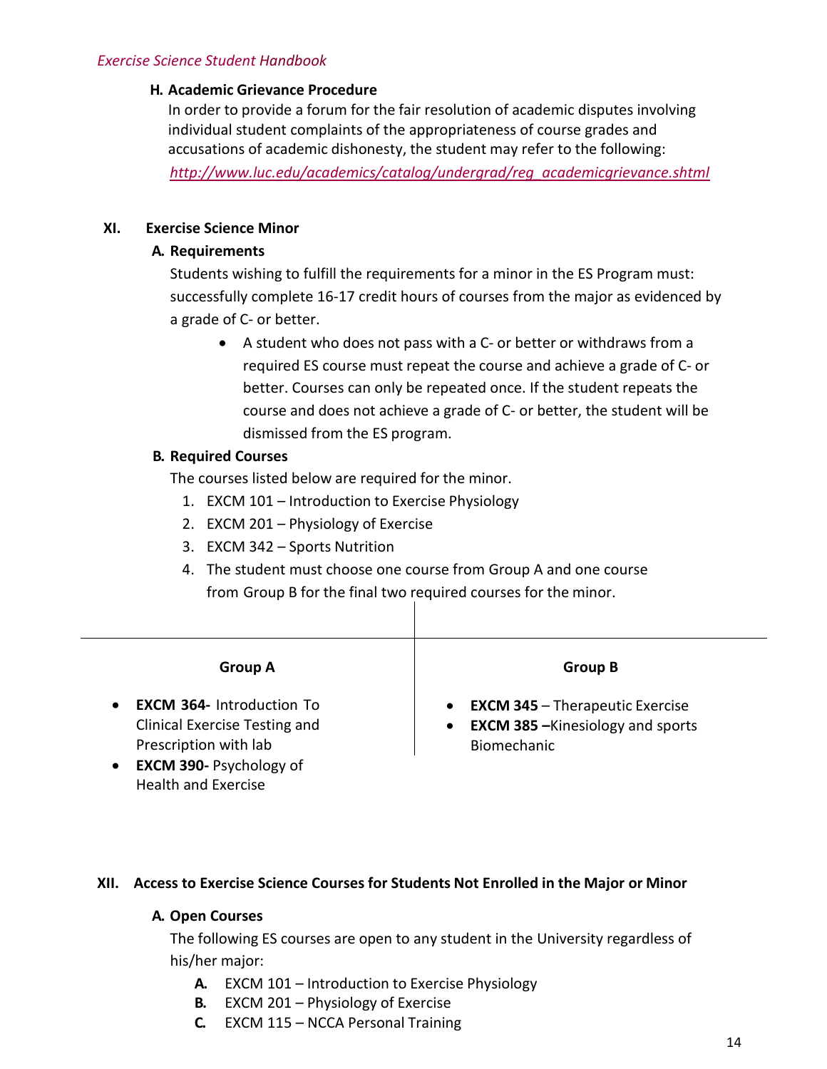### H. Academic Grievance Procedure

In order to provide a forum for the fair resolution of academic disputes involving individual student complaints of the appropriateness of course grades and accusations of academic dishonesty, the student may refer to the following:

http://www.luc.edu/academics/catalog/undergrad/reg_academicgrievance.shtml

## XI. Exercise Science Minor

### A. Requirements

Students wishing to fulfill the requirements for a minor in the ES Program must: successfully complete 16-17 credit hours of courses from the major as evidenced by a grade of C- or better.

- A student who does not pass with a C- or better or withdraws from a required ES course must repeat the course and achieve a grade of C- or better. Courses can only be repeated once. If the student repeats the course and does not achieve a grade of C- or better, the student will be dismissed from the ES program.

### B. Required Courses

The courses listed below are required for the minor.

1. EXCM 101 – Introduction to Exercise Physiology
2. EXCM 201 – Physiology of Exercise
3. EXCM 342 – Sports Nutrition
4. The student must choose one course from Group A and one course from Group B for the final two required courses for the minor.

| Group A | Group B |
|---|---|
| **EXCM 364-** Introduction To Clinical Exercise Testing and Prescription with lab | **EXCM 345** – Therapeutic Exercise |
| **EXCM 390-** Psychology of Health and Exercise | **EXCM 385 –**Kinesiology and sports Biomechanic |

## XII. Access to Exercise Science Courses for Students Not Enrolled in the Major or Minor

### A. Open Courses

The following ES courses are open to any student in the University regardless of his/her major:

- **A.** EXCM 101 – Introduction to Exercise Physiology
- **B.** EXCM 201 – Physiology of Exercise
- **C.** EXCM 115 – NCCA Personal Training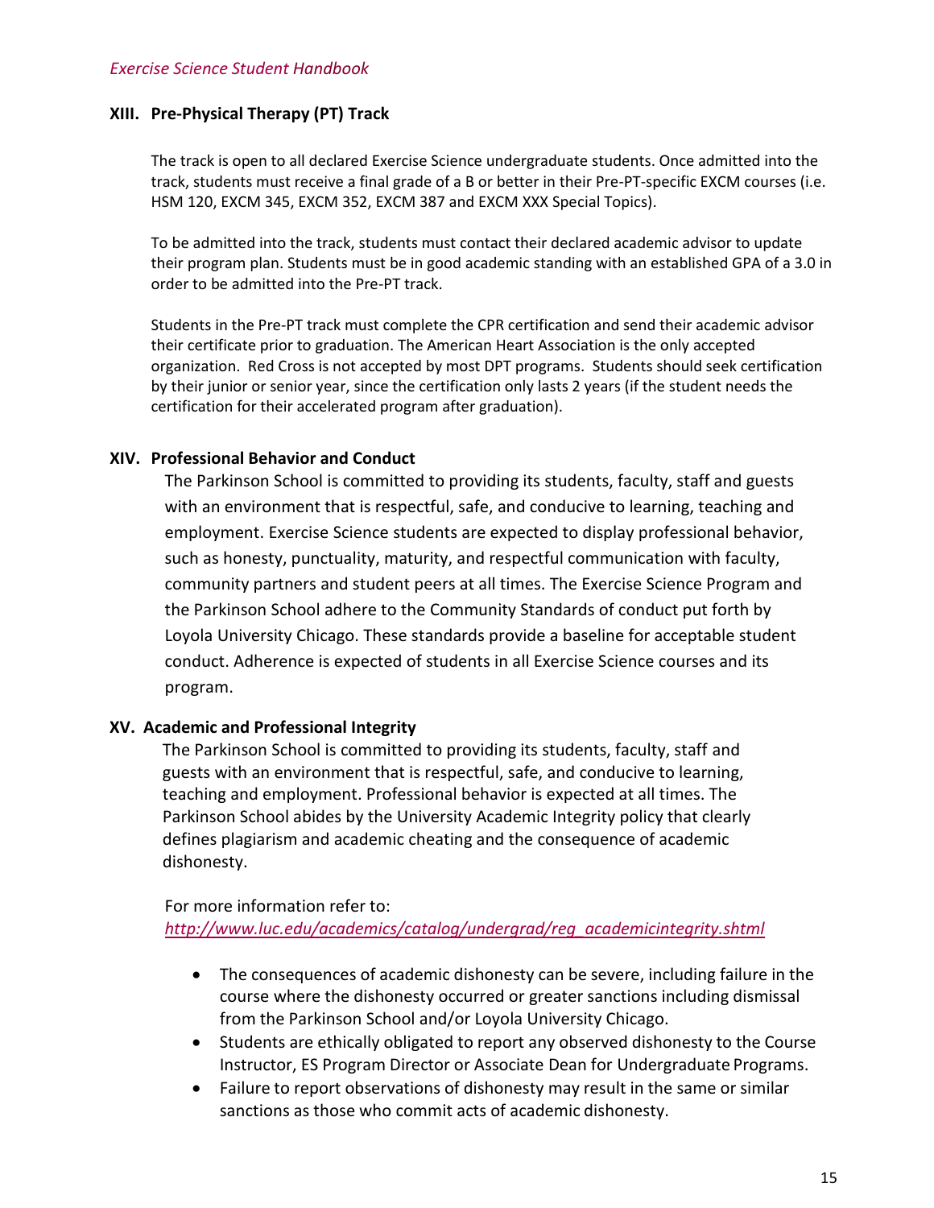## XIII. Pre-Physical Therapy (PT) Track

The track is open to all declared Exercise Science undergraduate students. Once admitted into the track, students must receive a final grade of a B or better in their Pre-PT-specific EXCM courses (i.e. HSM 120, EXCM 345, EXCM 352, EXCM 387 and EXCM XXX Special Topics).

To be admitted into the track, students must contact their declared academic advisor to update their program plan. Students must be in good academic standing with an established GPA of a 3.0 in order to be admitted into the Pre-PT track.

Students in the Pre-PT track must complete the CPR certification and send their academic advisor their certificate prior to graduation. The American Heart Association is the only accepted organization. Red Cross is not accepted by most DPT programs. Students should seek certification by their junior or senior year, since the certification only lasts 2 years (if the student needs the certification for their accelerated program after graduation).

## XIV. Professional Behavior and Conduct

The Parkinson School is committed to providing its students, faculty, staff and guests with an environment that is respectful, safe, and conducive to learning, teaching and employment. Exercise Science students are expected to display professional behavior, such as honesty, punctuality, maturity, and respectful communication with faculty, community partners and student peers at all times. The Exercise Science Program and the Parkinson School adhere to the Community Standards of conduct put forth by Loyola University Chicago. These standards provide a baseline for acceptable student conduct. Adherence is expected of students in all Exercise Science courses and its program.

## XV. Academic and Professional Integrity

The Parkinson School is committed to providing its students, faculty, staff and guests with an environment that is respectful, safe, and conducive to learning, teaching and employment. Professional behavior is expected at all times. The Parkinson School abides by the University Academic Integrity policy that clearly defines plagiarism and academic cheating and the consequence of academic dishonesty.

For more information refer to:
*http://www.luc.edu/academics/catalog/undergrad/reg_academicintegrity.shtml*

- The consequences of academic dishonesty can be severe, including failure in the course where the dishonesty occurred or greater sanctions including dismissal from the Parkinson School and/or Loyola University Chicago.
- Students are ethically obligated to report any observed dishonesty to the Course Instructor, ES Program Director or Associate Dean for Undergraduate Programs.
- Failure to report observations of dishonesty may result in the same or similar sanctions as those who commit acts of academic dishonesty.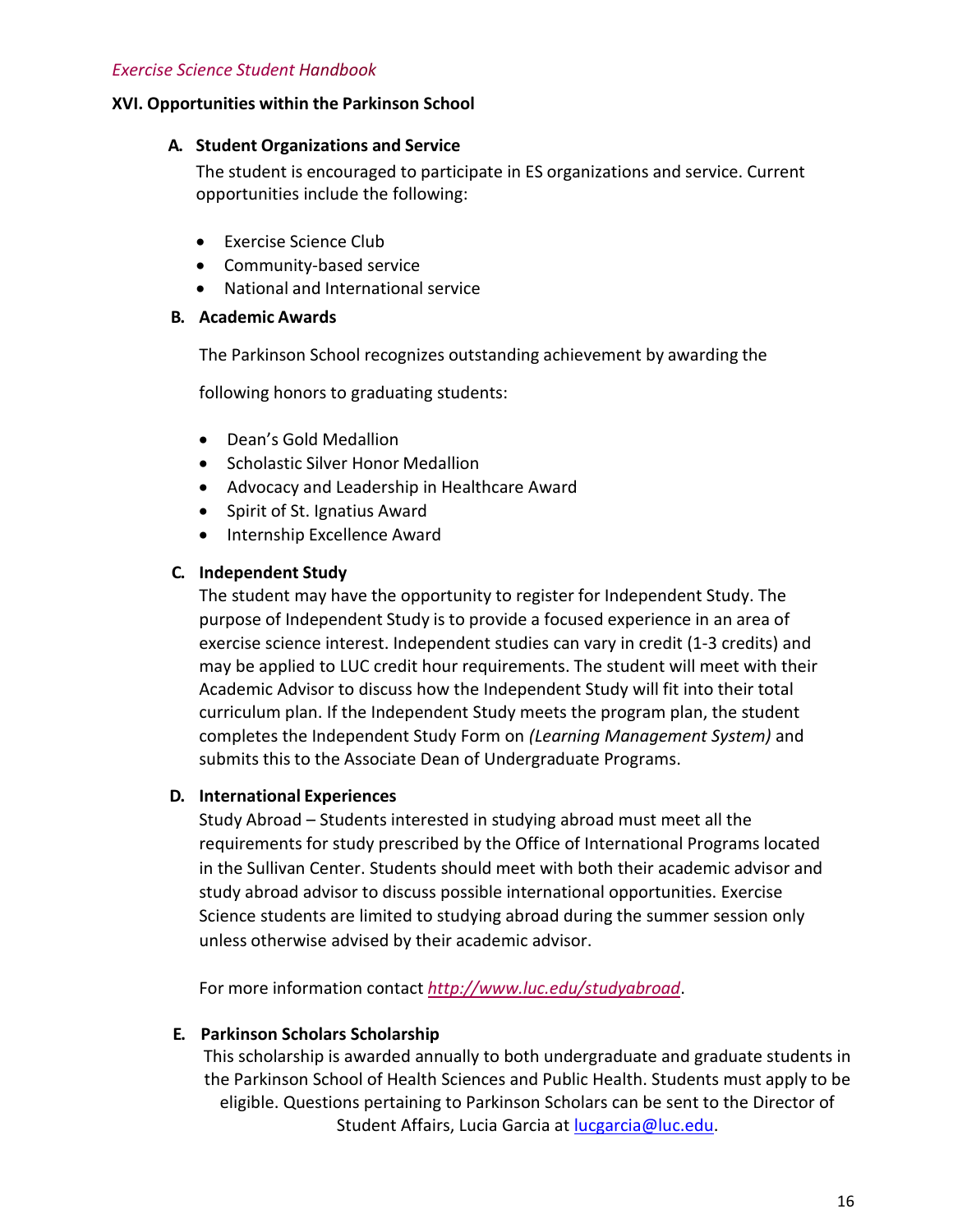## XVI. Opportunities within the Parkinson School

### A. Student Organizations and Service

The student is encouraged to participate in ES organizations and service. Current opportunities include the following:

- Exercise Science Club
- Community-based service
- National and International service

### B. Academic Awards

The Parkinson School recognizes outstanding achievement by awarding the following honors to graduating students:

- Dean's Gold Medallion
- Scholastic Silver Honor Medallion
- Advocacy and Leadership in Healthcare Award
- Spirit of St. Ignatius Award
- Internship Excellence Award

### C. Independent Study

The student may have the opportunity to register for Independent Study. The purpose of Independent Study is to provide a focused experience in an area of exercise science interest. Independent studies can vary in credit (1-3 credits) and may be applied to LUC credit hour requirements. The student will meet with their Academic Advisor to discuss how the Independent Study will fit into their total curriculum plan. If the Independent Study meets the program plan, the student completes the Independent Study Form on *(Learning Management System)* and submits this to the Associate Dean of Undergraduate Programs.

### D. International Experiences

Study Abroad – Students interested in studying abroad must meet all the requirements for study prescribed by the Office of International Programs located in the Sullivan Center. Students should meet with both their academic advisor and study abroad advisor to discuss possible international opportunities. Exercise Science students are limited to studying abroad during the summer session only unless otherwise advised by their academic advisor.

For more information contact *http://www.luc.edu/studyabroad*.

### E. Parkinson Scholars Scholarship

This scholarship is awarded annually to both undergraduate and graduate students in the Parkinson School of Health Sciences and Public Health. Students must apply to be eligible. Questions pertaining to Parkinson Scholars can be sent to the Director of Student Affairs, Lucia Garcia at lucgarcia@luc.edu.